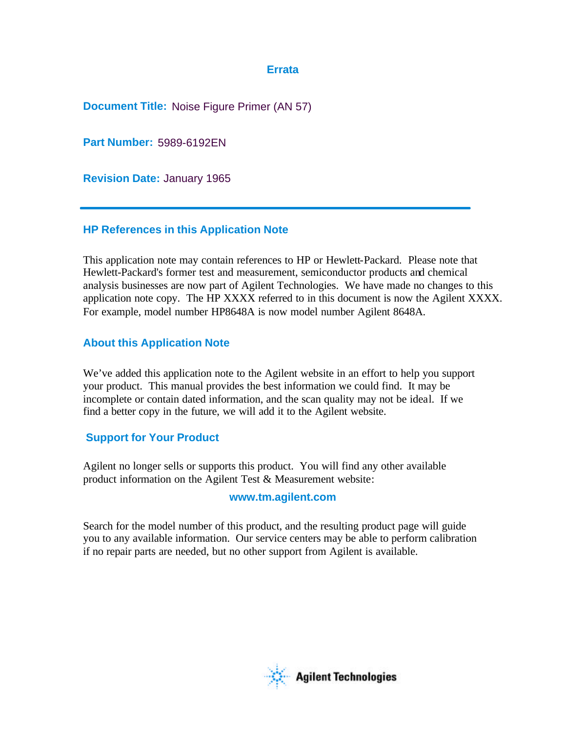# Errata

**Document Title:** Noise Figure Primer (AN 57)

**Part Number:** 5989-6192EN

**Revision Date:** January 1965

## HP References in this Application Note

This application note may contain references to HP or Hewlett-Packard. Please note that Hewlett-Packard's former test and measurement, semiconductor products and chemical analysis businesses are now part of Agilent Technologies. We have made no changes to this application note copy. The HP XXXX referred to in this document is now the Agilent XXXX. For example, model number HP8648A is now model number Agilent 8648A.

## About this Application Note

We've added this application note to the Agilent website in an effort to help you support your product. This manual provides the best information we could find. It may be incomplete or contain dated information, and the scan quality may not be ideal. If we find a better copy in the future, we will add it to the Agilent website.

## Support for Your Product

Agilent no longer sells or supports this product. You will find any other available product information on the Agilent Test & Measurement website:

**www.tm.agilent.com**

Search for the model number of this product, and the resulting product page will guide you to any available information. Our service centers may be able to perform calibration if no repair parts are needed, but no other support from Agilent is available.

Agilent Technologies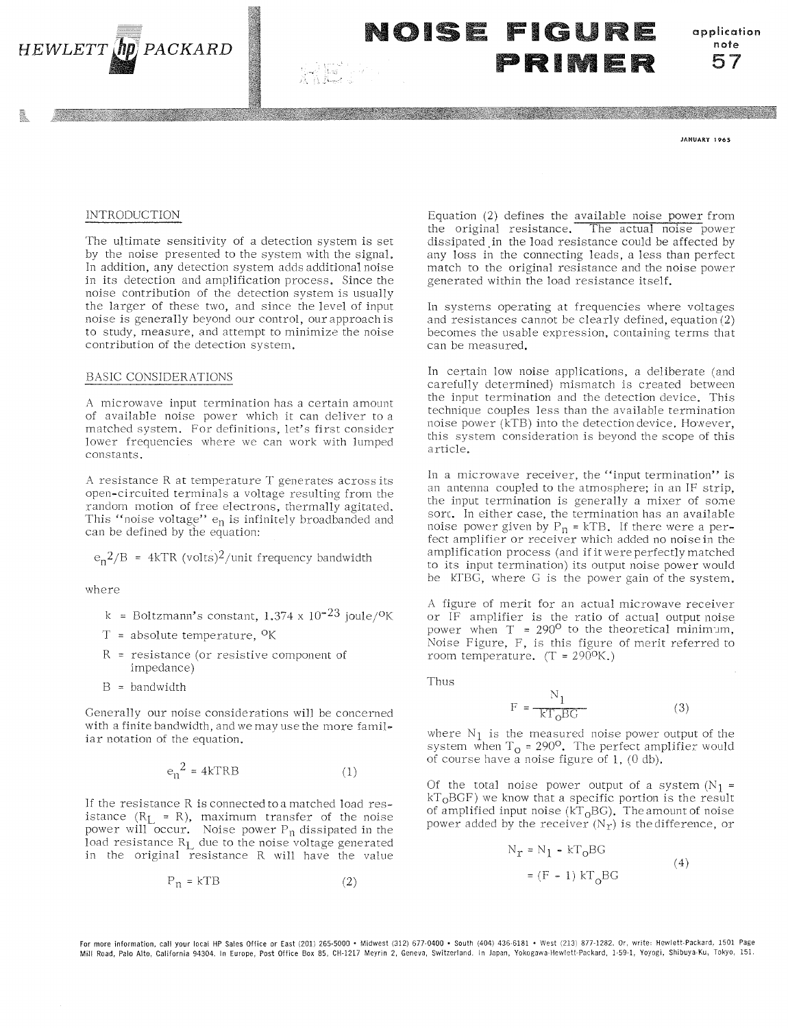# NOISE FIGURE PRIMER

HEWLETT PACKARD

application note 57

JANUARY 1965

## INTRODUCTION

The ultimate sensitivity of a detection system is set by the noise presented to the system with the signal. In addition, any detection system adds additional noise in its detection and amplification process. Since the noise contribution of the detection system is usually the larger of these two, and since the level of input noise is generally beyond our control, our approach is to study, measure, and attempt to minimize the noise contribution of the detection system.

## BASIC CONSIDERATIONS

A microwave input termination has a certain amount of available noise power which it can deliver to a matched system. For definitions, let's first consider lower frequencies where we can work with lumped constants.

A resistance R at temperature T generates across its open-circuited terminals a voltage resulting from the random motion of free electrons, thermally agitated. This "noise voltage" $e_n$ is infinitely broadbanded and can be defined by the equation:

$$e_n^2/B = 4kTR \text{ (volts)}^2\text{/unit frequency bandwidth}$$

where

- k = Boltzmann's constant, $1.374 \times 10^{-23}$ joule/°K
- T = absolute temperature, °K
- R = resistance (or resistive component of impedance)
- B = bandwidth

Generally our noise considerations will be concerned with a finite bandwidth, and we may use the more familiar notation of the equation.

$$e_n^2 = 4kTRB \qquad (1)$$

If the resistance R is connected to a matched load resistance ($R_L = R$), maximum transfer of the noise power will occur. Noise power $P_n$ dissipated in the load resistance $R_L$ due to the noise voltage generated in the original resistance R will have the value

$$P_n = kTB \qquad (2)$$

Equation (2) defines the available noise power from the original resistance. The actual noise power dissipated in the load resistance could be affected by any loss in the connecting leads, a less than perfect match to the original resistance and the noise power generated within the load resistance itself.

In systems operating at frequencies where voltages and resistances cannot be clearly defined, equation (2) becomes the usable expression, containing terms that can be measured.

In certain low noise applications, a deliberate (and carefully determined) mismatch is created between the input termination and the detection device. This technique couples less than the available termination noise power (kTB) into the detection device. However, this system consideration is beyond the scope of this article.

In a microwave receiver, the "input termination" is an antenna coupled to the atmosphere; in an IF strip, the input termination is generally a mixer of some sort. In either case, the termination has an available noise power given by $P_n = kTB$. If there were a perfect amplifier or receiver which added no noise in the amplification process (and if it were perfectly matched to its input termination) its output noise power would be kTBG, where G is the power gain of the system.

A figure of merit for an actual microwave receiver or IF amplifier is the ratio of actual output noise power when T = 290° to the theoretical minimum, Noise Figure, F, is this figure of merit referred to room temperature. (T = 290°K.)

Thus

$$F = \frac{N_1}{kT_oBG} \qquad (3)$$

where $N_1$ is the measured noise power output of the system when $T_o = 290°$. The perfect amplifier would of course have a noise figure of 1, (0 db).

Of the total noise power output of a system ($N_1 = kT_oBGF$) we know that a specific portion is the result of amplified input noise ($kT_oBG$). The amount of noise power added by the receiver ($N_r$) is the difference, or

$$N_r = N_1 - kT_oBG$$
$$= (F - 1)\, kT_oBG \qquad (4)$$

For more information, call your local HP Sales Office or East (201) 265-5000 • Midwest (312) 677-0400 • South (404) 436-6181 • West (213) 877-1282. Or, write: Hewlett-Packard, 1501 Page Mill Road, Palo Alto, California 94304. In Europe, Post Office Box 85, CH-1217 Meyrin 2, Geneva, Switzerland. In Japan, Yokogawa-Hewlett-Packard, 1-59-1, Yoyogi, Shibuya-Ku, Tokyo, 151.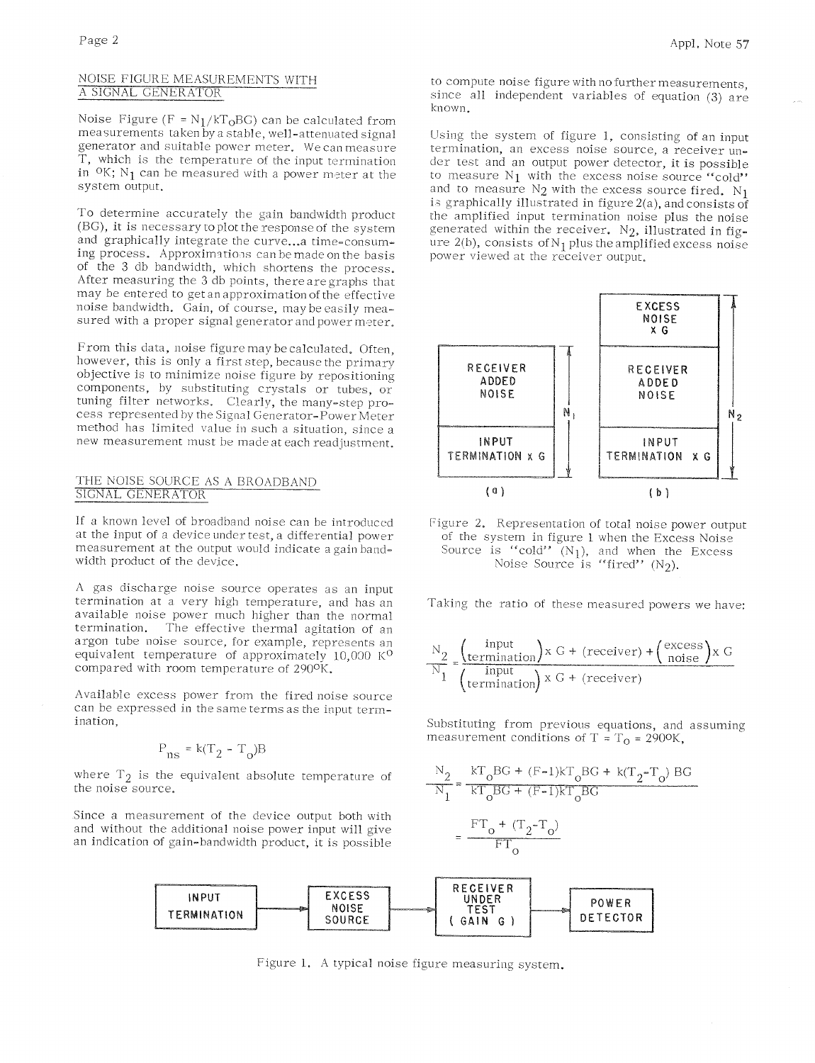## NOISE FIGURE MEASUREMENTS WITH A SIGNAL GENERATOR

Noise Figure ($F = N_1/kT_oBG$) can be calculated from measurements taken by a stable, well-attenuated signal generator and suitable power meter. We can measure T, which is the temperature of the input termination in $^oK$; $N_1$ can be measured with a power meter at the system output.

To determine accurately the gain bandwidth product (BG), it is necessary to plot the response of the system and graphically integrate the curve...a time-consuming process. Approximations can be made on the basis of the 3 db bandwidth, which shortens the process. After measuring the 3 db points, there are graphs that may be entered to get an approximation of the effective noise bandwidth. Gain, of course, may be easily measured with a proper signal generator and power meter.

From this data, noise figure may be calculated. Often, however, this is only a first step, because the primary objective is to minimize noise figure by repositioning components, by substituting crystals or tubes, or tuning filter networks. Clearly, the many-step process represented by the Signal Generator-Power Meter method has limited value in such a situation, since a new measurement must be made at each readjustment.

## THE NOISE SOURCE AS A BROADBAND SIGNAL GENERATOR

If a known level of broadband noise can be introduced at the input of a device under test, a differential power measurement at the output would indicate a gain bandwidth product of the device.

A gas discharge noise source operates as an input termination at a very high temperature, and has an available noise power much higher than the normal termination. The effective thermal agitation of an argon tube noise source, for example, represents an equivalent temperature of approximately 10,000 $K^o$ compared with room temperature of $290^oK$.

Available excess power from the fired noise source can be expressed in the same terms as the input termination,

$$P_{ns} = k(T_2 - T_o)B$$

where $T_2$ is the equivalent absolute temperature of the noise source.

Since a measurement of the device output both with and without the additional noise power input will give an indication of gain-bandwidth product, it is possible to compute noise figure with no further measurements, since all independent variables of equation (3) are known.

Using the system of figure 1, consisting of an input termination, an excess noise source, a receiver under test and an output power detector, it is possible to measure $N_1$ with the excess noise source "cold" and to measure $N_2$ with the excess source fired. $N_1$ is graphically illustrated in figure 2(a), and consists of the amplified input termination noise plus the noise generated within the receiver. $N_2$, illustrated in figure 2(b), consists of $N_1$ plus the amplified excess noise power viewed at the receiver output.

| (a) | | (b) | |
|---|---|---|---|
| | | EXCESS NOISE x G | $N_2$ |
| RECEIVER ADDED NOISE | $N_1$ | RECEIVER ADDED NOISE | |
| INPUT TERMINATION x G | | INPUT TERMINATION x G | |

Figure 2. Representation of total noise power output of the system in figure 1 when the Excess Noise Source is "cold" ($N_1$), and when the Excess Noise Source is "fired" ($N_2$).

Taking the ratio of these measured powers we have:

$$\frac{N_2}{N_1} = \frac{\left(\text{input termination}\right) \times G + (\text{receiver}) + \left(\text{excess noise}\right) \times G}{\left(\text{input termination}\right) \times G + (\text{receiver})}$$

Substituting from previous equations, and assuming measurement conditions of $T = T_o = 290^oK$,

$$\frac{N_2}{N_1} = \frac{kT_oBG + (F-1)kT_oBG + k(T_2-T_o)\,BG}{kT_oBG + (F-1)kT_oBG}$$

$$= \frac{FT_o + (T_2-T_o)}{FT_o}$$

INPUT TERMINATION → EXCESS NOISE SOURCE → RECEIVER UNDER TEST (GAIN G) → POWER DETECTOR

Figure 1. A typical noise figure measuring system.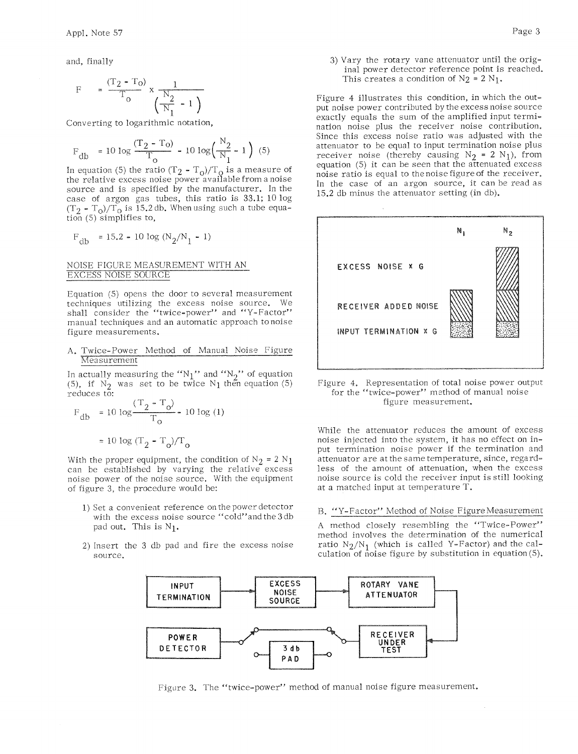and, finally

$$F = \frac{(T_2 - T_o)}{T_o} \times \frac{1}{\left(\frac{N_2}{N_1} - 1\right)}$$

Converting to logarithmic notation,

$$F_{db} = 10 \log \frac{(T_2 - T_o)}{T_o} - 10 \log\left(\frac{N_2}{N_1} - 1\right) \quad (5)$$

In equation (5) the ratio $(T_2 - T_o)/T_o$ is a measure of the relative excess noise power available from a noise source and is specified by the manufacturer. In the case of argon gas tubes, this ratio is 33.1; 10 log $(T_2 - T_o)/T_o$ is 15.2 db. When using such a tube equation (5) simplifies to,

$$F_{db} = 15.2 - 10 \log (N_2/N_1 - 1)$$

## NOISE FIGURE MEASUREMENT WITH AN EXCESS NOISE SOURCE

Equation (5) opens the door to several measurement techniques utilizing the excess noise source. We shall consider the "twice-power" and "Y-Factor" manual techniques and an automatic approach to noise figure measurements.

### A. Twice-Power Method of Manual Noise Figure Measurement

In actually measuring the "$N_1$" and "$N_2$" of equation (5), if $N_2$ was set to be twice $N_1$ then equation (5) reduces to:

$$F_{db} = 10 \log \frac{(T_2 - T_o)}{T_o} - 10 \log (1)$$

$$= 10 \log (T_2 - T_o)/T_o$$

With the proper equipment, the condition of $N_2 = 2 N_1$ can be established by varying the relative excess noise power of the noise source. With the equipment of figure 3, the procedure would be:

1) Set a convenient reference on the power detector with the excess noise source "cold" and the 3 db pad out. This is $N_1$.

2) Insert the 3 db pad and fire the excess noise source.

3) Vary the rotary vane attenuator until the original power detector reference point is reached. This creates a condition of $N_2 = 2 N_1$.

Figure 4 illustrates this condition, in which the output noise power contributed by the excess noise source exactly equals the sum of the amplified input termination noise plus the receiver noise contribution. Since this excess noise ratio was adjusted with the attenuator to be equal to input termination noise plus receiver noise (thereby causing $N_2 = 2 N_1$), from equation (5) it can be seen that the attenuated excess noise ratio is equal to the noise figure of the receiver. In the case of an argon source, it can be read as 15.2 db minus the attenuator setting (in db).

Figure 4. Representation of total noise power output for the "twice-power" method of manual noise figure measurement.

While the attenuator reduces the amount of excess noise injected into the system, it has no effect on input termination noise power if the termination and attenuator are at the same temperature, since, regardless of the amount of attenuation, when the excess noise source is cold the receiver input is still looking at a matched input at temperature T.

### B. "Y-Factor" Method of Noise Figure Measurement

A method closely resembling the "Twice-Power" method involves the determination of the numerical ratio $N_2/N_1$ (which is called Y-Factor) and the calculation of noise figure by substitution in equation (5).

Figure 3. The "twice-power" method of manual noise figure measurement.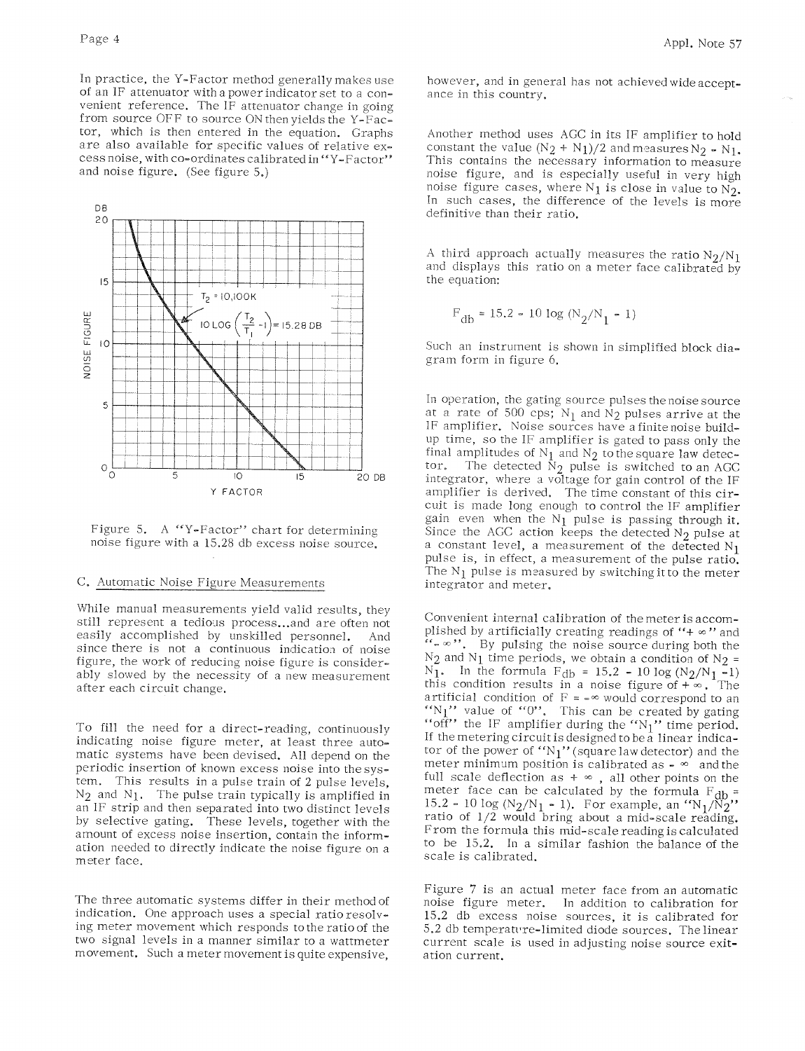In practice, the Y-Factor method generally makes use of an IF attenuator with a power indicator set to a convenient reference. The IF attenuator change in going from source OFF to source ON then yields the Y-Factor, which is then entered in the equation. Graphs are also available for specific values of relative excess noise, with co-ordinates calibrated in "Y-Factor" and noise figure. (See figure 5.)

Figure 5. A "Y-Factor" chart for determining noise figure with a 15.28 db excess noise source.

### C. Automatic Noise Figure Measurements

While manual measurements yield valid results, they still represent a tedious process...and are often not easily accomplished by unskilled personnel. And since there is not a continuous indication of noise figure, the work of reducing noise figure is considerably slowed by the necessity of a new measurement after each circuit change.

To fill the need for a direct-reading, continuously indicating noise figure meter, at least three automatic systems have been devised. All depend on the periodic insertion of known excess noise into the system. This results in a pulse train of 2 pulse levels, $N_2$ and $N_1$. The pulse train typically is amplified in an IF strip and then separated into two distinct levels by selective gating. These levels, together with the amount of excess noise insertion, contain the information needed to directly indicate the noise figure on a meter face.

The three automatic systems differ in their method of indication. One approach uses a special ratio resolving meter movement which responds to the ratio of the two signal levels in a manner similar to a wattmeter movement. Such a meter movement is quite expensive, however, and in general has not achieved wide acceptance in this country.

Another method uses AGC in its IF amplifier to hold constant the value $(N_2 + N_1)/2$ and measures $N_2 - N_1$. This contains the necessary information to measure noise figure, and is especially useful in very high noise figure cases, where $N_1$ is close in value to $N_2$. In such cases, the difference of the levels is more definitive than their ratio.

A third approach actually measures the ratio $N_2/N_1$ and displays this ratio on a meter face calibrated by the equation:

$$F_{db} = 15.2 - 10 \log (N_2/N_1 - 1)$$

Such an instrument is shown in simplified block diagram form in figure 6.

In operation, the gating source pulses the noise source at a rate of 500 cps; $N_1$ and $N_2$ pulses arrive at the IF amplifier. Noise sources have a finite noise build-up time, so the IF amplifier is gated to pass only the final amplitudes of $N_1$ and $N_2$ to the square law detector. The detected $N_2$ pulse is switched to an AGC integrator, where a voltage for gain control of the IF amplifier is derived. The time constant of this circuit is made long enough to control the IF amplifier gain even when the $N_1$ pulse is passing through it. Since the AGC action keeps the detected $N_2$ pulse at a constant level, a measurement of the detected $N_1$ pulse is, in effect, a measurement of the pulse ratio. The $N_1$ pulse is measured by switching it to the meter integrator and meter.

Convenient internal calibration of the meter is accomplished by artificially creating readings of "$+\infty$" and "$-\infty$". By pulsing the noise source during both the $N_2$ and $N_1$ time periods, we obtain a condition of $N_2 = N_1$. In the formula $F_{db} = 15.2 - 10 \log (N_2/N_1 - 1)$ this condition results in a noise figure of $+\infty$. The artificial condition of $F = -\infty$ would correspond to an "$N_1$" value of "0". This can be created by gating "off" the IF amplifier during the "$N_1$" time period. If the metering circuit is designed to be a linear indicator of the power of "$N_1$" (square law detector) and the meter minimum position is calibrated as $-\infty$ and the full scale deflection as $+\infty$, all other points on the meter face can be calculated by the formula $F_{db} = 15.2 - 10 \log (N_2/N_1 - 1)$. For example, an "$N_1/N_2$" ratio of 1/2 would bring about a mid-scale reading. From the formula this mid-scale reading is calculated to be 15.2. In a similar fashion the balance of the scale is calibrated.

Figure 7 is an actual meter face from an automatic noise figure meter. In addition to calibration for 15.2 db excess noise sources, it is calibrated for 5.2 db temperature-limited diode sources. The linear current scale is used in adjusting noise source exitation current.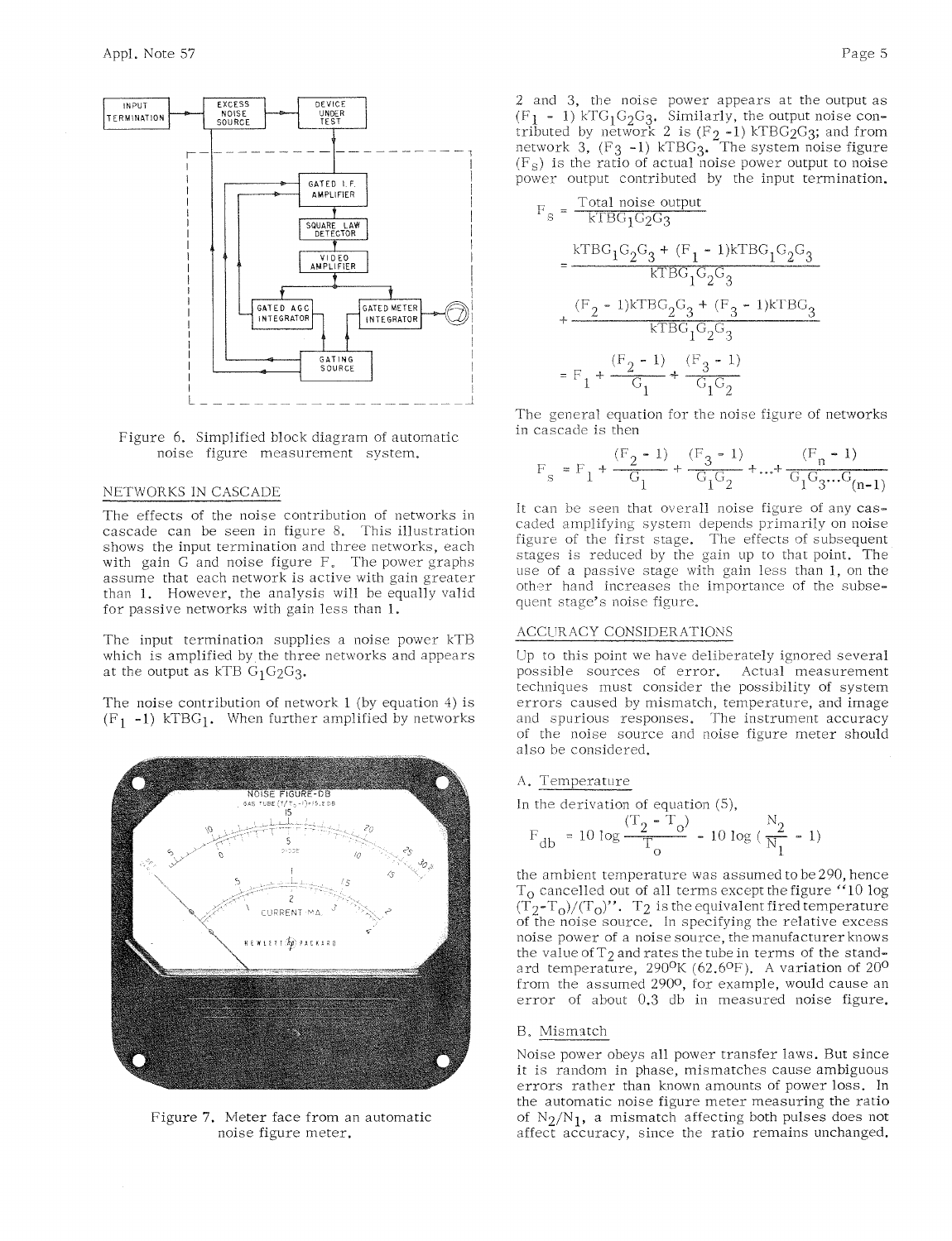Figure 6. Simplified block diagram of automatic noise figure measurement system.

## NETWORKS IN CASCADE

The effects of the noise contribution of networks in cascade can be seen in figure 8. This illustration shows the input termination and three networks, each with gain G and noise figure F. The power graphs assume that each network is active with gain greater than 1. However, the analysis will be equally valid for passive networks with gain less than 1.

The input termination supplies a noise power kTB which is amplified by the three networks and appears at the output as kTB $G_1G_2G_3$.

The noise contribution of network 1 (by equation 4) is $(F_1 - 1)$ $kTBG_1$. When further amplified by networks 2 and 3, the noise power appears at the output as $(F_1 - 1)\,kTG_1G_2G_3$. Similarly, the output noise contributed by network 2 is $(F_2 - 1)\,kTBG_2G_3$; and from network 3, $(F_3 - 1)\,kTBG_3$. The system noise figure $(F_s)$ is the ratio of actual noise power output to noise power output contributed by the input termination.

$$F_s = \frac{\text{Total noise output}}{kTBG_1G_2G_3}$$

$$= \frac{kTBG_1G_2G_3 + (F_1 - 1)kTBG_1G_2G_3}{kTBG_1G_2G_3}$$

$$+ \frac{(F_2 - 1)kTBG_2G_3 + (F_3 - 1)kTBG_3}{kTBG_1G_2G_3}$$

$$= F_1 + \frac{(F_2 - 1)}{G_1} + \frac{(F_3 - 1)}{G_1G_2}$$

The general equation for the noise figure of networks in cascade is then

$$F_s = F_1 + \frac{(F_2 - 1)}{G_1} + \frac{(F_3 - 1)}{G_1G_2} + \ldots + \frac{(F_n - 1)}{G_1G_3 \ldots G_{(n-1)}}$$

It can be seen that overall noise figure of any cascaded amplifying system depends primarily on noise figure of the first stage. The effects of subsequent stages is reduced by the gain up to that point. The use of a passive stage with gain less than 1, on the other hand increases the importance of the subsequent stage's noise figure.

Figure 7. Meter face from an automatic noise figure meter.

## ACCURACY CONSIDERATIONS

Up to this point we have deliberately ignored several possible sources of error. Actual measurement techniques must consider the possibility of system errors caused by mismatch, temperature, and image and spurious responses. The instrument accuracy of the noise source and noise figure meter should also be considered.

### A. Temperature

In the derivation of equation (5),

$$F_{db} = 10 \log \frac{(T_2 - T_o)}{T_o} - 10 \log \left(\frac{N_2}{N_1} - 1\right)$$

the ambient temperature was assumed to be 290, hence $T_o$ cancelled out of all terms except the figure "10 log $(T_2 - T_o)/(T_o)$". $T_2$ is the equivalent fired temperature of the noise source. In specifying the relative excess noise power of a noise source, the manufacturer knows the value of $T_2$ and rates the tube in terms of the standard temperature, 290°K (62.6°F). A variation of 20° from the assumed 290°, for example, would cause an error of about 0.3 db in measured noise figure.

### B. Mismatch

Noise power obeys all power transfer laws. But since it is random in phase, mismatches cause ambiguous errors rather than known amounts of power loss. In the automatic noise figure meter measuring the ratio of $N_2/N_1$, a mismatch affecting both pulses does not affect accuracy, since the ratio remains unchanged.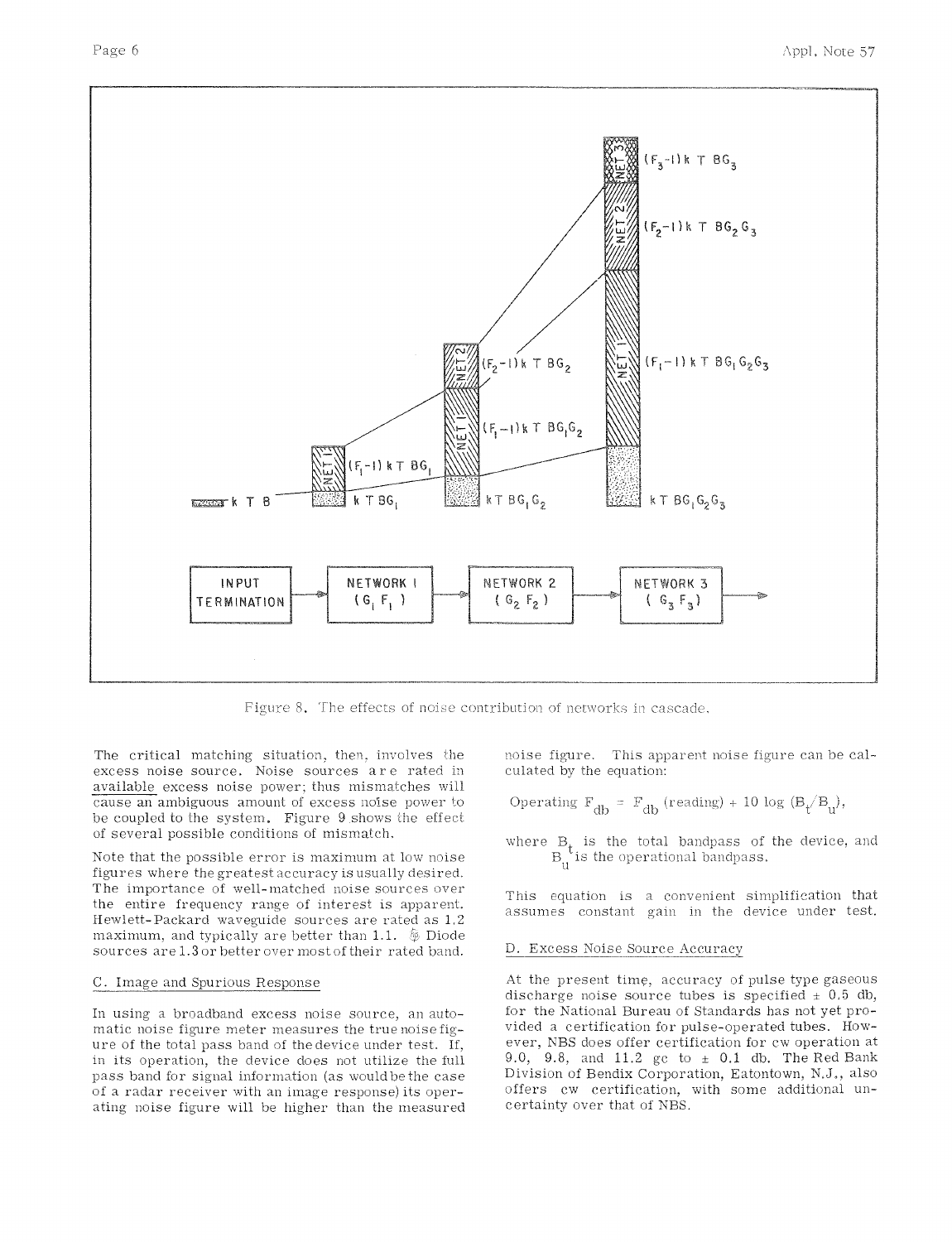Figure 8. The effects of noise contribution of networks in cascade.

The critical matching situation, then, involves the excess noise source. Noise sources are rated in available excess noise power; thus mismatches will cause an ambiguous amount of excess noise power to be coupled to the system. Figure 9 shows the effect of several possible conditions of mismatch.

Note that the possible error is maximum at low noise figures where the greatest accuracy is usually desired. The importance of well-matched noise sources over the entire frequency range of interest is apparent. Hewlett-Packard waveguide sources are rated as 1.2 maximum, and typically are better than 1.1. Diode sources are 1.3 or better over most of their rated band.

## C. Image and Spurious Response

In using a broadband excess noise source, an automatic noise figure meter measures the true noise figure of the total pass band of the device under test. If, in its operation, the device does not utilize the full pass band for signal information (as would be the case of a radar receiver with an image response) its operating noise figure will be higher than the measured noise figure. This apparent noise figure can be calculated by the equation:

$$\text{Operating } F_{db} = F_{db} \text{ (reading)} + 10 \log (B_t/B_u),$$

where $B_t$ is the total bandpass of the device, and $B_u$ is the operational bandpass.

This equation is a convenient simplification that assumes constant gain in the device under test.

## D. Excess Noise Source Accuracy

At the present time, accuracy of pulse type gaseous discharge noise source tubes is specified ± 0.5 db, for the National Bureau of Standards has not yet provided a certification for pulse-operated tubes. However, NBS does offer certification for cw operation at 9.0, 9.8, and 11.2 gc to ± 0.1 db. The Red Bank Division of Bendix Corporation, Eatontown, N.J., also offers cw certification, with some additional uncertainty over that of NBS.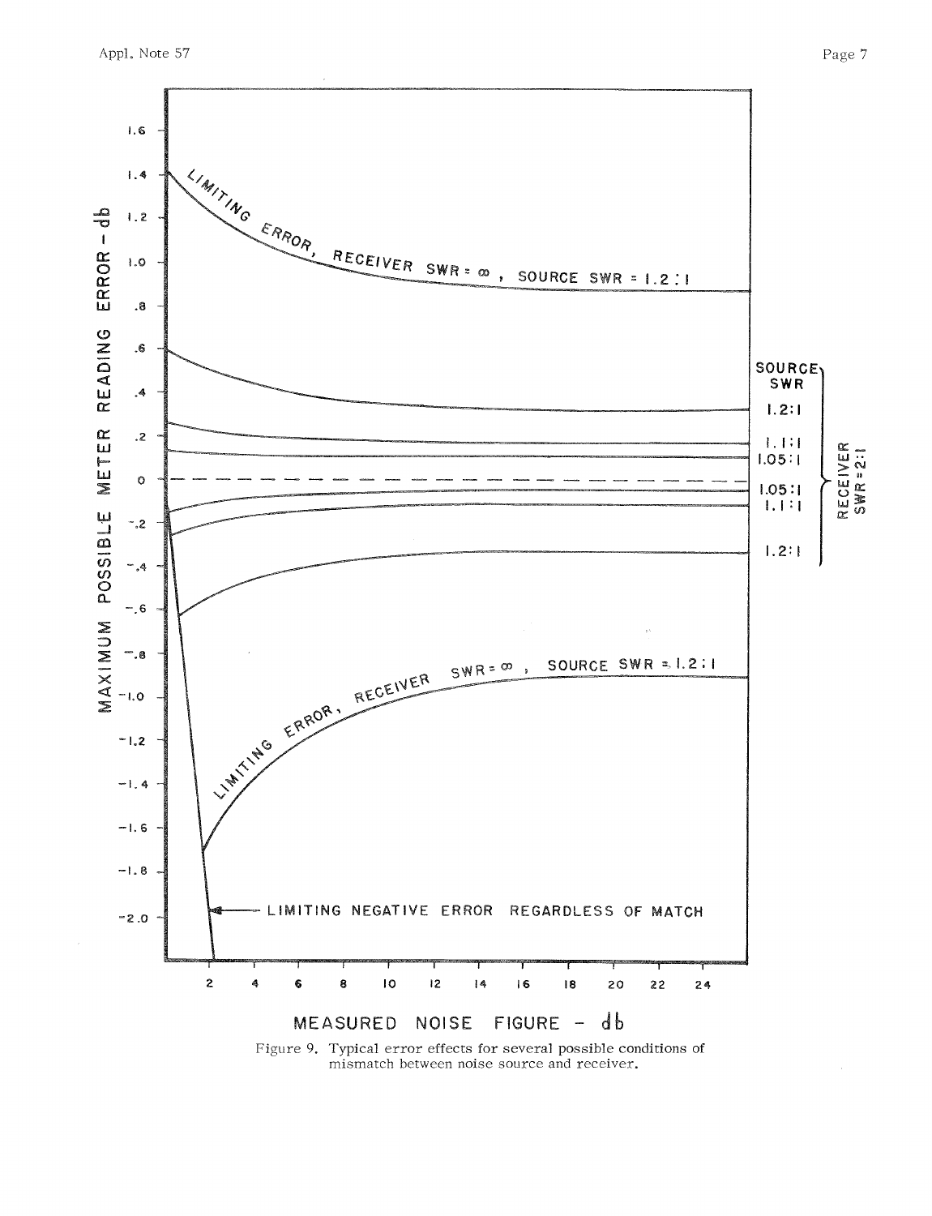Figure 9. Typical error effects for several possible conditions of mismatch between noise source and receiver.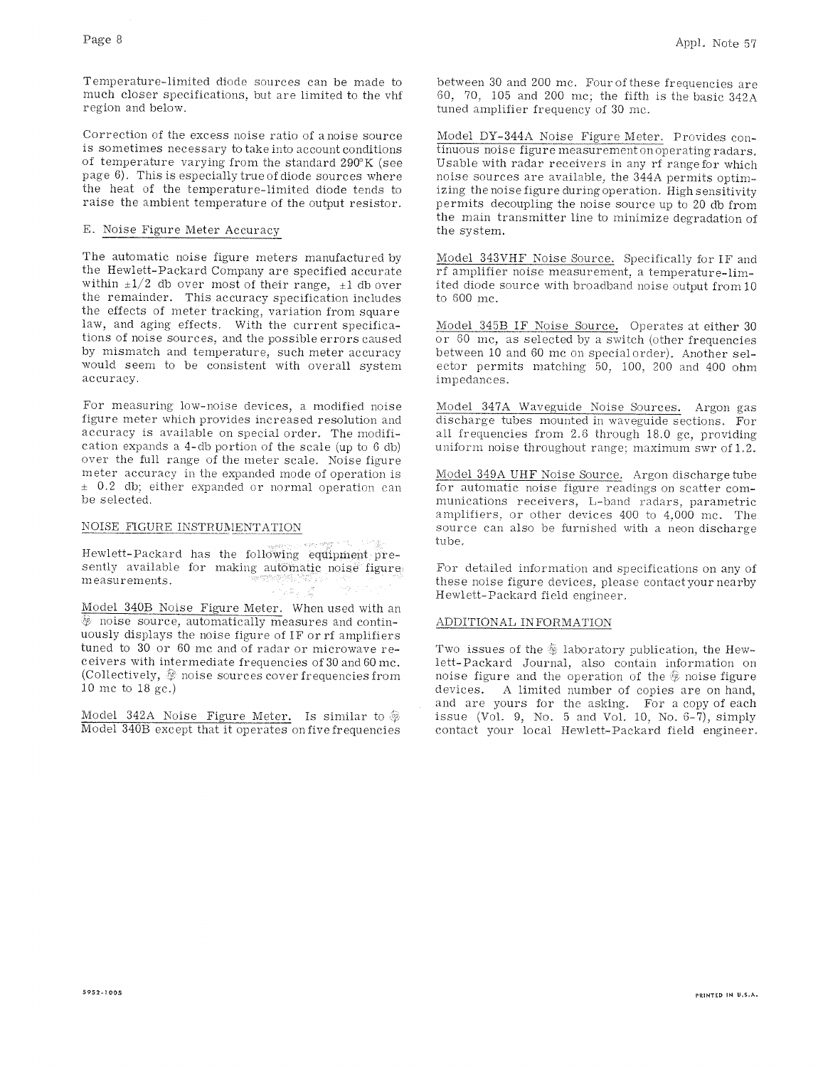Temperature-limited diode sources can be made to much closer specifications, but are limited to the vhf region and below.

Correction of the excess noise ratio of a noise source is sometimes necessary to take into account conditions of temperature varying from the standard 290°K (see page 6). This is especially true of diode sources where the heat of the temperature-limited diode tends to raise the ambient temperature of the output resistor.

### E. Noise Figure Meter Accuracy

The automatic noise figure meters manufactured by the Hewlett-Packard Company are specified accurate within ±1/2 db over most of their range, ±1 db over the remainder. This accuracy specification includes the effects of meter tracking, variation from square law, and aging effects. With the current specifications of noise sources, and the possible errors caused by mismatch and temperature, such meter accuracy would seem to be consistent with overall system accuracy.

For measuring low-noise devices, a modified noise figure meter which provides increased resolution and accuracy is available on special order. The modification expands a 4-db portion of the scale (up to 6 db) over the full range of the meter scale. Noise figure meter accuracy in the expanded mode of operation is ± 0.2 db; either expanded or normal operation can be selected.

## NOISE FIGURE INSTRUMENTATION

Hewlett-Packard has the following equipment presently available for making automatic noise figure measurements.

Model 340B Noise Figure Meter. When used with an hp noise source, automatically measures and continuously displays the noise figure of IF or rf amplifiers tuned to 30 or 60 mc and of radar or microwave receivers with intermediate frequencies of 30 and 60 mc. (Collectively, hp noise sources cover frequencies from 10 mc to 18 gc.)

Model 342A Noise Figure Meter. Is similar to hp Model 340B except that it operates on five frequencies between 30 and 200 mc. Four of these frequencies are 60, 70, 105 and 200 mc; the fifth is the basic 342A tuned amplifier frequency of 30 mc.

Model DY-344A Noise Figure Meter. Provides continuous noise figure measurement on operating radars. Usable with radar receivers in any rf range for which noise sources are available, the 344A permits optimizing the noise figure during operation. High sensitivity permits decoupling the noise source up to 20 db from the main transmitter line to minimize degradation of the system.

Model 343VHF Noise Source. Specifically for IF and rf amplifier noise measurement, a temperature-limited diode source with broadband noise output from 10 to 600 mc.

Model 345B IF Noise Source. Operates at either 30 or 60 mc, as selected by a switch (other frequencies between 10 and 60 mc on special order). Another selector permits matching 50, 100, 200 and 400 ohm impedances.

Model 347A Waveguide Noise Sources. Argon gas discharge tubes mounted in waveguide sections. For all frequencies from 2.6 through 18.0 gc, providing uniform noise throughout range; maximum swr of 1.2.

Model 349A UHF Noise Source. Argon discharge tube for automatic noise figure readings on scatter communications receivers, L-band radars, parametric amplifiers, or other devices 400 to 4,000 mc. The source can also be furnished with a neon discharge tube.

For detailed information and specifications on any of these noise figure devices, please contact your nearby Hewlett-Packard field engineer.

## ADDITIONAL INFORMATION

Two issues of the hp laboratory publication, the Hewlett-Packard Journal, also contain information on noise figure and the operation of the hp noise figure devices. A limited number of copies are on hand, and are yours for the asking. For a copy of each issue (Vol. 9, No. 5 and Vol. 10, No. 6-7), simply contact your local Hewlett-Packard field engineer.